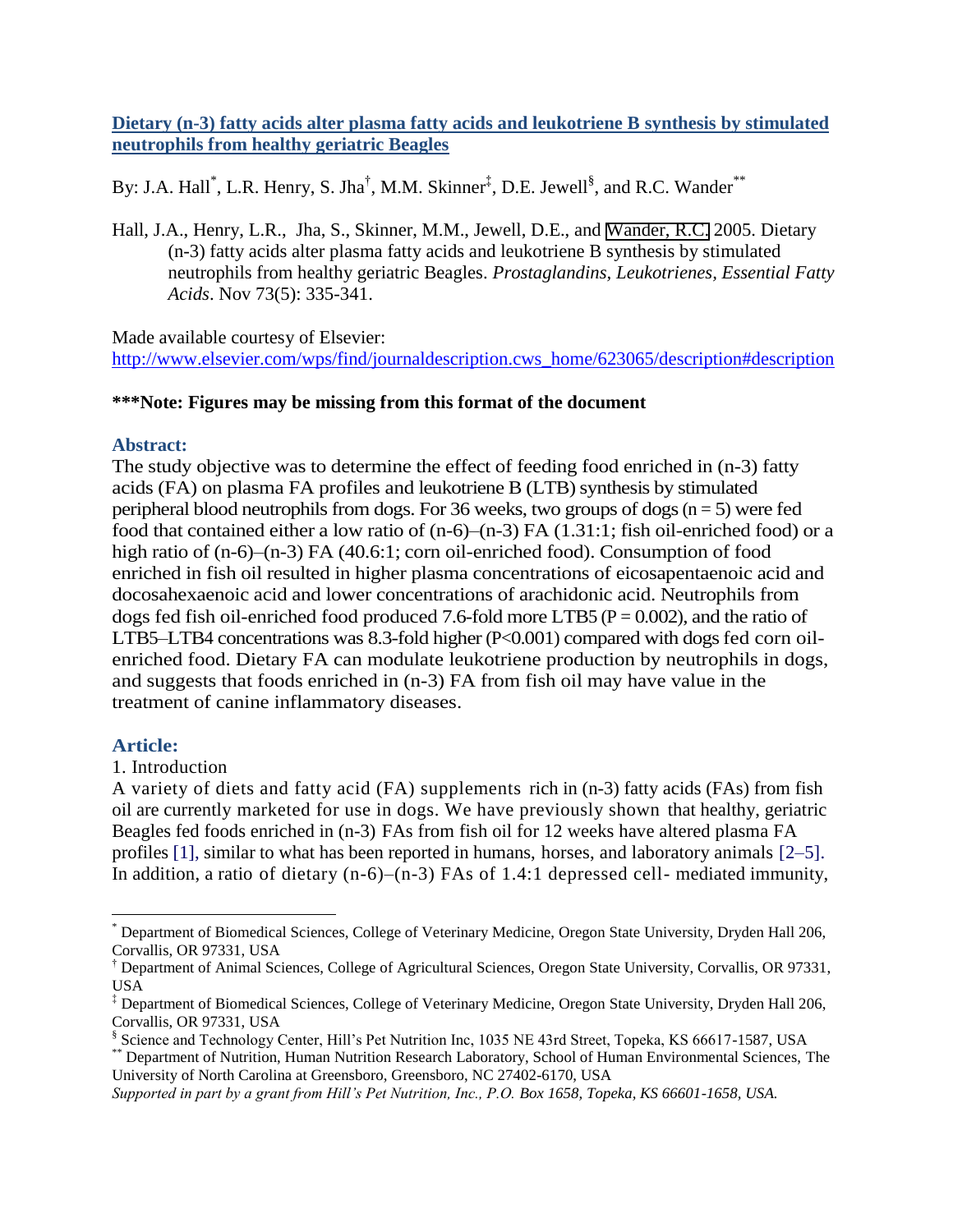**Dietary (n-3) fatty acids alter plasma fatty acids and leukotriene B synthesis by stimulated neutrophils from healthy geriatric Beagles**

By: J.A. Hall[*], L.R. Henry, S. Jha[†], M.M. Skinner[‡], D.E. Jewell[§], and R.C. Wander[**]

Hall, J.A., Henry, L.R., Jha, S., Skinner, M.M., Jewell, D.E., and Wander, R.C. 2005. Dietary (n-3) fatty acids alter plasma fatty acids and leukotriene B synthesis by stimulated neutrophils from healthy geriatric Beagles. *Prostaglandins, Leukotrienes, Essential Fatty Acids*. Nov 73(5): 335-341.

Made available courtesy of Elsevier: http://www.elsevier.com/wps/find/journaldescription.cws_home/623065/description#description

**\*\*\*Note: Figures may be missing from this format of the document**

## Abstract:

The study objective was to determine the effect of feeding food enriched in (n-3) fatty acids (FA) on plasma FA profiles and leukotriene B (LTB) synthesis by stimulated peripheral blood neutrophils from dogs. For 36 weeks, two groups of dogs ($n = 5$) were fed food that contained either a low ratio of (n-6)–(n-3) FA (1.31:1; fish oil-enriched food) or a high ratio of (n-6)–(n-3) FA (40.6:1; corn oil-enriched food). Consumption of food enriched in fish oil resulted in higher plasma concentrations of eicosapentaenoic acid and docosahexaenoic acid and lower concentrations of arachidonic acid. Neutrophils from dogs fed fish oil-enriched food produced 7.6-fold more LTB5 ($P = 0.002$), and the ratio of LTB5–LTB4 concentrations was 8.3-fold higher ($P<0.001$) compared with dogs fed corn oil-enriched food. Dietary FA can modulate leukotriene production by neutrophils in dogs, and suggests that foods enriched in (n-3) FA from fish oil may have value in the treatment of canine inflammatory diseases.

## Article:

1. Introduction

A variety of diets and fatty acid (FA) supplements rich in (n-3) fatty acids (FAs) from fish oil are currently marketed for use in dogs. We have previously shown that healthy, geriatric Beagles fed foods enriched in (n-3) FAs from fish oil for 12 weeks have altered plasma FA profiles [1], similar to what has been reported in humans, horses, and laboratory animals [2–5]. In addition, a ratio of dietary (n-6)–(n-3) FAs of 1.4:1 depressed cell- mediated immunity,

---

[*] Department of Biomedical Sciences, College of Veterinary Medicine, Oregon State University, Dryden Hall 206, Corvallis, OR 97331, USA

[†] Department of Animal Sciences, College of Agricultural Sciences, Oregon State University, Corvallis, OR 97331, USA

[‡] Department of Biomedical Sciences, College of Veterinary Medicine, Oregon State University, Dryden Hall 206, Corvallis, OR 97331, USA

[§] Science and Technology Center, Hill's Pet Nutrition Inc, 1035 NE 43rd Street, Topeka, KS 66617-1587, USA

[**] Department of Nutrition, Human Nutrition Research Laboratory, School of Human Environmental Sciences, The University of North Carolina at Greensboro, Greensboro, NC 27402-6170, USA

*Supported in part by a grant from Hill's Pet Nutrition, Inc., P.O. Box 1658, Topeka, KS 66601-1658, USA.*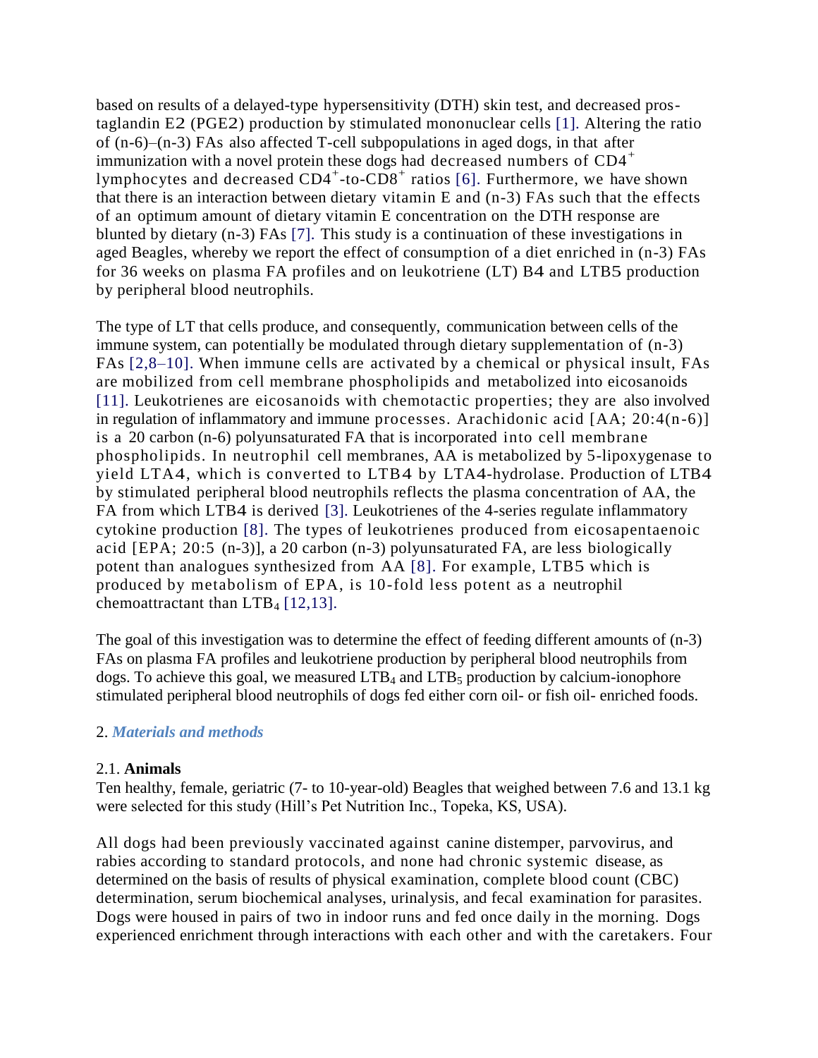based on results of a delayed-type hypersensitivity (DTH) skin test, and decreased prostaglandin E2 (PGE2) production by stimulated mononuclear cells [1]. Altering the ratio of (n-6)–(n-3) FAs also affected T-cell subpopulations in aged dogs, in that after immunization with a novel protein these dogs had decreased numbers of $CD4^+$ lymphocytes and decreased $CD4^+$-to-$CD8^+$ ratios [6]. Furthermore, we have shown that there is an interaction between dietary vitamin E and (n-3) FAs such that the effects of an optimum amount of dietary vitamin E concentration on the DTH response are blunted by dietary (n-3) FAs [7]. This study is a continuation of these investigations in aged Beagles, whereby we report the effect of consumption of a diet enriched in (n-3) FAs for 36 weeks on plasma FA profiles and on leukotriene (LT) B4 and LTB5 production by peripheral blood neutrophils.

The type of LT that cells produce, and consequently, communication between cells of the immune system, can potentially be modulated through dietary supplementation of (n-3) FAs [2,8–10]. When immune cells are activated by a chemical or physical insult, FAs are mobilized from cell membrane phospholipids and metabolized into eicosanoids [11]. Leukotrienes are eicosanoids with chemotactic properties; they are also involved in regulation of inflammatory and immune processes. Arachidonic acid [AA; 20:4(n-6)] is a 20 carbon (n-6) polyunsaturated FA that is incorporated into cell membrane phospholipids. In neutrophil cell membranes, AA is metabolized by 5-lipoxygenase to yield LTA4, which is converted to LTB4 by LTA4-hydrolase. Production of LTB4 by stimulated peripheral blood neutrophils reflects the plasma concentration of AA, the FA from which LTB4 is derived [3]. Leukotrienes of the 4-series regulate inflammatory cytokine production [8]. The types of leukotrienes produced from eicosapentaenoic acid [EPA; 20:5 (n-3)], a 20 carbon (n-3) polyunsaturated FA, are less biologically potent than analogues synthesized from AA [8]. For example, LTB5 which is produced by metabolism of EPA, is 10-fold less potent as a neutrophil chemoattractant than $LTB_4$ [12,13].

The goal of this investigation was to determine the effect of feeding different amounts of (n-3) FAs on plasma FA profiles and leukotriene production by peripheral blood neutrophils from dogs. To achieve this goal, we measured $LTB_4$ and $LTB_5$ production by calcium-ionophore stimulated peripheral blood neutrophils of dogs fed either corn oil- or fish oil- enriched foods.

## 2. *Materials and methods*

### 2.1. **Animals**

Ten healthy, female, geriatric (7- to 10-year-old) Beagles that weighed between 7.6 and 13.1 kg were selected for this study (Hill's Pet Nutrition Inc., Topeka, KS, USA).

All dogs had been previously vaccinated against canine distemper, parvovirus, and rabies according to standard protocols, and none had chronic systemic disease, as determined on the basis of results of physical examination, complete blood count (CBC) determination, serum biochemical analyses, urinalysis, and fecal examination for parasites. Dogs were housed in pairs of two in indoor runs and fed once daily in the morning. Dogs experienced enrichment through interactions with each other and with the caretakers. Four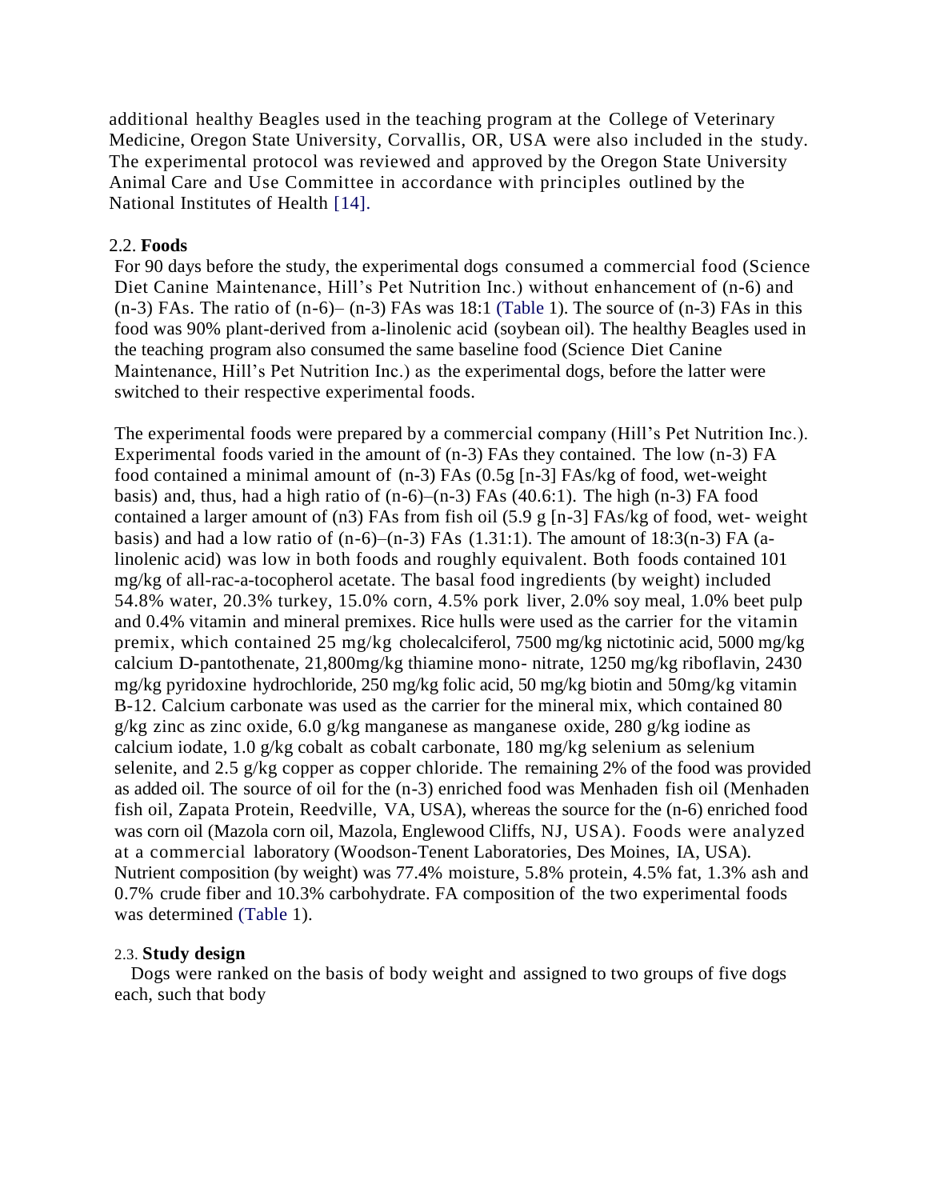additional healthy Beagles used in the teaching program at the College of Veterinary Medicine, Oregon State University, Corvallis, OR, USA were also included in the study. The experimental protocol was reviewed and approved by the Oregon State University Animal Care and Use Committee in accordance with principles outlined by the National Institutes of Health [14].

## 2.2. **Foods**

For 90 days before the study, the experimental dogs consumed a commercial food (Science Diet Canine Maintenance, Hill's Pet Nutrition Inc.) without enhancement of (n-6) and (n-3) FAs. The ratio of (n-6)– (n-3) FAs was 18:1 (Table 1). The source of (n-3) FAs in this food was 90% plant-derived from a-linolenic acid (soybean oil). The healthy Beagles used in the teaching program also consumed the same baseline food (Science Diet Canine Maintenance, Hill's Pet Nutrition Inc.) as the experimental dogs, before the latter were switched to their respective experimental foods.

The experimental foods were prepared by a commercial company (Hill's Pet Nutrition Inc.). Experimental foods varied in the amount of (n-3) FAs they contained. The low (n-3) FA food contained a minimal amount of (n-3) FAs (0.5g [n-3] FAs/kg of food, wet-weight basis) and, thus, had a high ratio of (n-6)–(n-3) FAs (40.6:1). The high (n-3) FA food contained a larger amount of (n3) FAs from fish oil (5.9 g [n-3] FAs/kg of food, wet- weight basis) and had a low ratio of (n-6)–(n-3) FAs (1.31:1). The amount of 18:3(n-3) FA (a-linolenic acid) was low in both foods and roughly equivalent. Both foods contained 101 mg/kg of all-rac-a-tocopherol acetate. The basal food ingredients (by weight) included 54.8% water, 20.3% turkey, 15.0% corn, 4.5% pork liver, 2.0% soy meal, 1.0% beet pulp and 0.4% vitamin and mineral premixes. Rice hulls were used as the carrier for the vitamin premix, which contained 25 mg/kg cholecalciferol, 7500 mg/kg nictotinic acid, 5000 mg/kg calcium D-pantothenate, 21,800mg/kg thiamine mono- nitrate, 1250 mg/kg riboflavin, 2430 mg/kg pyridoxine hydrochloride, 250 mg/kg folic acid, 50 mg/kg biotin and 50mg/kg vitamin B-12. Calcium carbonate was used as the carrier for the mineral mix, which contained 80 g/kg zinc as zinc oxide, 6.0 g/kg manganese as manganese oxide, 280 g/kg iodine as calcium iodate, 1.0 g/kg cobalt as cobalt carbonate, 180 mg/kg selenium as selenium selenite, and 2.5 g/kg copper as copper chloride. The remaining 2% of the food was provided as added oil. The source of oil for the (n-3) enriched food was Menhaden fish oil (Menhaden fish oil, Zapata Protein, Reedville, VA, USA), whereas the source for the (n-6) enriched food was corn oil (Mazola corn oil, Mazola, Englewood Cliffs, NJ, USA). Foods were analyzed at a commercial laboratory (Woodson-Tenent Laboratories, Des Moines, IA, USA). Nutrient composition (by weight) was 77.4% moisture, 5.8% protein, 4.5% fat, 1.3% ash and 0.7% crude fiber and 10.3% carbohydrate. FA composition of the two experimental foods was determined (Table 1).

## 2.3. **Study design**

Dogs were ranked on the basis of body weight and assigned to two groups of five dogs each, such that body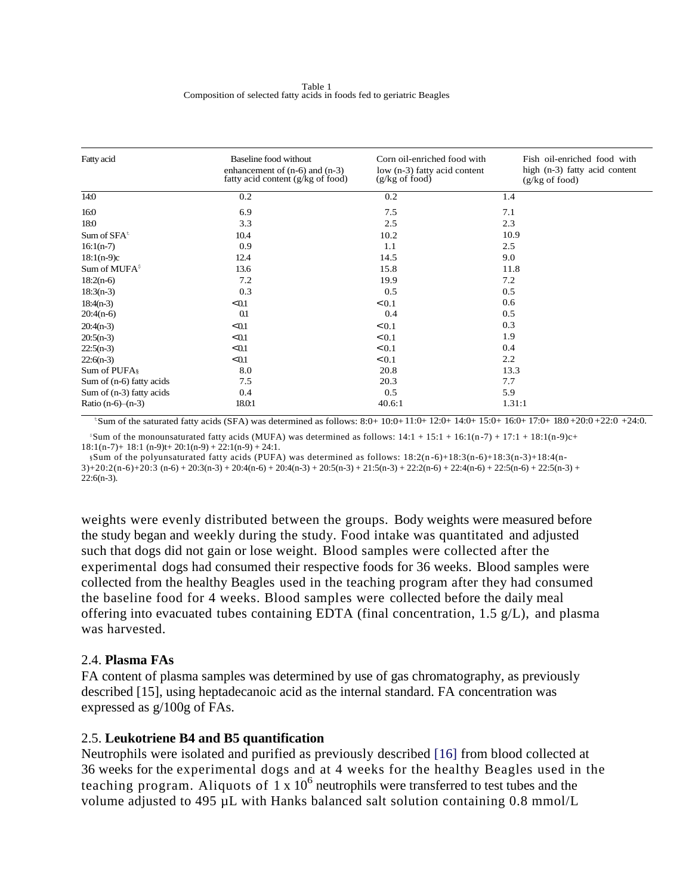Table 1
Composition of selected fatty acids in foods fed to geriatric Beagles

| Fatty acid | Baseline food without enhancement of (n-6) and (n-3) fatty acid content (g/kg of food) | Corn oil-enriched food with low (n-3) fatty acid content (g/kg of food) | Fish oil-enriched food with high (n-3) fatty acid content (g/kg of food) |
|---|---|---|---|
| 14:0 | 0.2 | 0.2 | 1.4 |
| 16:0 | 6.9 | 7.5 | 7.1 |
| 18:0 | 3.3 | 2.5 | 2.3 |
| Sum of SFA[ŧ] | 10.4 | 10.2 | 10.9 |
| 16:1(n-7) | 0.9 | 1.1 | 2.5 |
| 18:1(n-9)c | 12.4 | 14.5 | 9.0 |
| Sum of MUFA[$] | 13.6 | 15.8 | 11.8 |
| 18:2(n-6) | 7.2 | 19.9 | 7.2 |
| 18:3(n-3) | 0.3 | 0.5 | 0.5 |
| 18:4(n-3) | <0.1 | <0.1 | 0.6 |
| 20:4(n-6) | 0.1 | 0.4 | 0.5 |
| 20:4(n-3) | <0.1 | <0.1 | 0.3 |
| 20:5(n-3) | <0.1 | <0.1 | 1.9 |
| 22:5(n-3) | <0.1 | <0.1 | 0.4 |
| 22:6(n-3) | <0.1 | <0.1 | 2.2 |
| Sum of PUFA§ | 8.0 | 20.8 | 13.3 |
| Sum of (n-6) fatty acids | 7.5 | 20.3 | 7.7 |
| Sum of (n-3) fatty acids | 0.4 | 0.5 | 5.9 |
| Ratio (n-6)–(n-3) | 18.0:1 | 40.6:1 | 1.31:1 |

ŧSum of the saturated fatty acids (SFA) was determined as follows: 8:0+ 10:0+ 11:0+ 12:0+ 14:0+ 15:0+ 16:0+ 17:0+ 18:0 +20:0 +22:0 +24:0.

$Sum of the monounsaturated fatty acids (MUFA) was determined as follows: 14:1 + 15:1 + 16:1(n-7) + 17:1 + 18:1(n-9)c+ 18:1(n-7)+ 18:1 (n-9)t+ 20:1(n-9) + 22:1(n-9) + 24:1.

§Sum of the polyunsaturated fatty acids (PUFA) was determined as follows: 18:2(n-6)+18:3(n-6)+18:3(n-3)+18:4(n-3)+20:2(n-6)+20:3 (n-6) + 20:3(n-3) + 20:4(n-6) + 20:4(n-3) + 20:5(n-3) + 21:5(n-3) + 22:2(n-6) + 22:4(n-6) + 22:5(n-6) + 22:5(n-3) + 22:6(n-3).

weights were evenly distributed between the groups. Body weights were measured before the study began and weekly during the study. Food intake was quantitated and adjusted such that dogs did not gain or lose weight. Blood samples were collected after the experimental dogs had consumed their respective foods for 36 weeks. Blood samples were collected from the healthy Beagles used in the teaching program after they had consumed the baseline food for 4 weeks. Blood samples were collected before the daily meal offering into evacuated tubes containing EDTA (final concentration, 1.5 g/L), and plasma was harvested.

## 2.4. **Plasma FAs**

FA content of plasma samples was determined by use of gas chromatography, as previously described [15], using heptadecanoic acid as the internal standard. FA concentration was expressed as g/100g of FAs.

## 2.5. **Leukotriene B4 and B5 quantification**

Neutrophils were isolated and purified as previously described [16] from blood collected at 36 weeks for the experimental dogs and at 4 weeks for the healthy Beagles used in the teaching program. Aliquots of $1 \times 10^6$ neutrophils were transferred to test tubes and the volume adjusted to 495 µL with Hanks balanced salt solution containing 0.8 mmol/L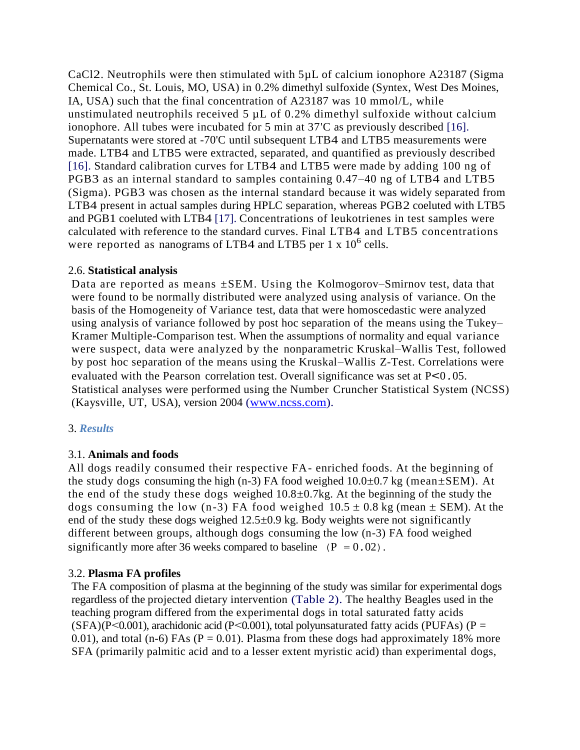$CaCl_2$. Neutrophils were then stimulated with 5µL of calcium ionophore A23187 (Sigma Chemical Co., St. Louis, MO, USA) in 0.2% dimethyl sulfoxide (Syntex, West Des Moines, IA, USA) such that the final concentration of A23187 was 10 mmol/L, while unstimulated neutrophils received 5 µL of 0.2% dimethyl sulfoxide without calcium ionophore. All tubes were incubated for 5 min at 37'C as previously described [16]. Supernatants were stored at -70'C until subsequent LTB4 and LTB5 measurements were made. LTB4 and LTB5 were extracted, separated, and quantified as previously described [16]. Standard calibration curves for LTB4 and LTB5 were made by adding 100 ng of PGB3 as an internal standard to samples containing 0.47–40 ng of LTB4 and LTB5 (Sigma). PGB3 was chosen as the internal standard because it was widely separated from LTB4 present in actual samples during HPLC separation, whereas PGB2 coeluted with LTB5 and PGB1 coeluted with LTB4 [17]. Concentrations of leukotrienes in test samples were calculated with reference to the standard curves. Final LTB4 and LTB5 concentrations were reported as nanograms of LTB4 and LTB5 per $1 \times 10^6$ cells.

2.6. **Statistical analysis**

Data are reported as means ±SEM. Using the Kolmogorov–Smirnov test, data that were found to be normally distributed were analyzed using analysis of variance. On the basis of the Homogeneity of Variance test, data that were homoscedastic were analyzed using analysis of variance followed by post hoc separation of the means using the Tukey–Kramer Multiple-Comparison test. When the assumptions of normality and equal variance were suspect, data were analyzed by the nonparametric Kruskal–Wallis Test, followed by post hoc separation of the means using the Kruskal–Wallis Z-Test. Correlations were evaluated with the Pearson correlation test. Overall significance was set at $P<0.05$. Statistical analyses were performed using the Number Cruncher Statistical System (NCSS) (Kaysville, UT, USA), version 2004 (www.ncss.com).

# 3. *Results*

3.1. **Animals and foods**

All dogs readily consumed their respective FA- enriched foods. At the beginning of the study dogs consuming the high (n-3) FA food weighed 10.0±0.7 kg (mean±SEM). At the end of the study these dogs weighed 10.8±0.7kg. At the beginning of the study the dogs consuming the low (n-3) FA food weighed 10.5 ± 0.8 kg (mean ± SEM). At the end of the study these dogs weighed 12.5±0.9 kg. Body weights were not significantly different between groups, although dogs consuming the low (n-3) FA food weighed significantly more after 36 weeks compared to baseline ($P = 0.02$).

3.2. **Plasma FA profiles**

The FA composition of plasma at the beginning of the study was similar for experimental dogs regardless of the projected dietary intervention (Table 2). The healthy Beagles used in the teaching program differed from the experimental dogs in total saturated fatty acids (SFA)($P<0.001$), arachidonic acid ($P<0.001$), total polyunsaturated fatty acids (PUFAs) ($P = 0.01$), and total (n-6) FAs ($P = 0.01$). Plasma from these dogs had approximately 18% more SFA (primarily palmitic acid and to a lesser extent myristic acid) than experimental dogs,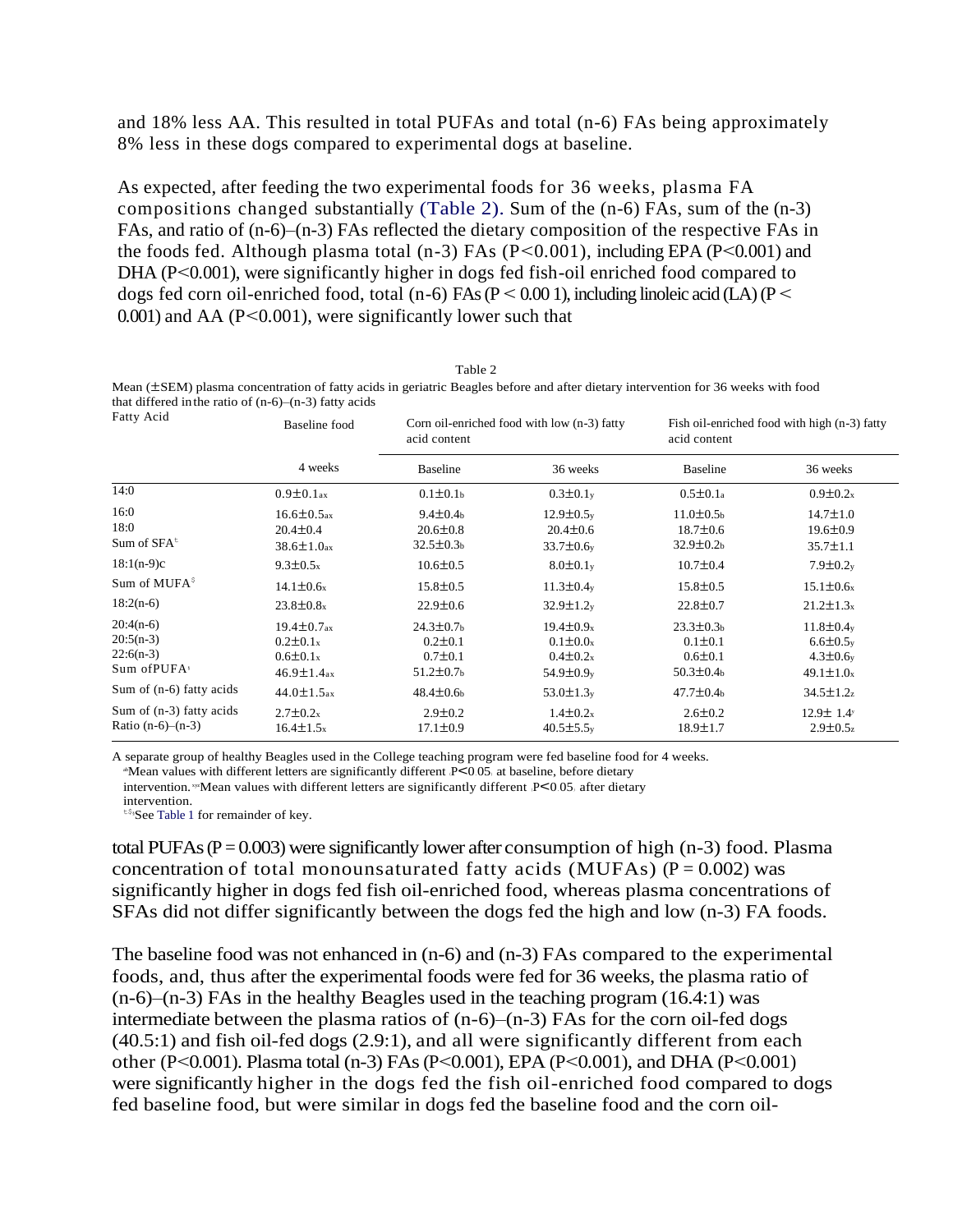and 18% less AA. This resulted in total PUFAs and total (n-6) FAs being approximately 8% less in these dogs compared to experimental dogs at baseline.

As expected, after feeding the two experimental foods for 36 weeks, plasma FA compositions changed substantially (Table 2). Sum of the (n-6) FAs, sum of the (n-3) FAs, and ratio of (n-6)–(n-3) FAs reflected the dietary composition of the respective FAs in the foods fed. Although plasma total (n-3) FAs ($P<0.001$), including EPA ($P<0.001$) and DHA ($P<0.001$), were significantly higher in dogs fed fish-oil enriched food compared to dogs fed corn oil-enriched food, total (n-6) FAs ($P < 0.001$), including linoleic acid (LA) ($P < 0.001$) and AA ($P<0.001$), were significantly lower such that

Table 2

Mean (±SEM) plasma concentration of fatty acids in geriatric Beagles before and after dietary intervention for 36 weeks with food that differed in the ratio of (n-6)–(n-3) fatty acids

| Fatty Acid | Baseline food | Corn oil-enriched food with low (n-3) fatty acid content | | Fish oil-enriched food with high (n-3) fatty acid content | |
|---|---|---|---|---|---|
| | 4 weeks | Baseline | 36 weeks | Baseline | 36 weeks |
| 14:0 | 0.9±0.1$_{ax}$ | 0.1±0.1$_{b}$ | 0.3±0.1$_{y}$ | 0.5±0.1$_{a}$ | 0.9±0.2$_{x}$ |
| 16:0 | 16.6±0.5$_{ax}$ | 9.4±0.4$_{b}$ | 12.9±0.5$_{y}$ | 11.0±0.5$_{b}$ | 14.7±1.0 |
| 18:0 | 20.4±0.4 | 20.6±0.8 | 20.4±0.6 | 18.7±0.6 | 19.6±0.9 |
| Sum of SFA[†] | 38.6±1.0$_{ax}$ | 32.5±0.3$_{b}$ | 33.7±0.6$_{y}$ | 32.9±0.2$_{b}$ | 35.7±1.1 |
| 18:1(n-9)c | 9.3±0.5$_{x}$ | 10.6±0.5 | 8.0±0.1$_{y}$ | 10.7±0.4 | 7.9±0.2$_{y}$ |
| Sum of MUFA[§] | 14.1±0.6$_{x}$ | 15.8±0.5 | 11.3±0.4$_{y}$ | 15.8±0.5 | 15.1±0.6$_{x}$ |
| 18:2(n-6) | 23.8±0.8$_{x}$ | 22.9±0.6 | 32.9±1.2$_{y}$ | 22.8±0.7 | 21.2±1.3$_{x}$ |
| 20:4(n-6) | 19.4±0.7$_{ax}$ | 24.3±0.7$_{b}$ | 19.4±0.9$_{x}$ | 23.3±0.3$_{b}$ | 11.8±0.4$_{y}$ |
| 20:5(n-3) | 0.2±0.1$_{x}$ | 0.2±0.1 | 0.1±0.0$_{x}$ | 0.1±0.1 | 6.6±0.5$_{y}$ |
| 22:6(n-3) | 0.6±0.1$_{x}$ | 0.7±0.1 | 0.4±0.2$_{x}$ | 0.6±0.1 | 4.3±0.6$_{y}$ |
| Sum of PUFA[‖] | 46.9±1.4$_{ax}$ | 51.2±0.7$_{b}$ | 54.9±0.9$_{y}$ | 50.3±0.4$_{b}$ | 49.1±1.0$_{x}$ |
| Sum of (n-6) fatty acids | 44.0±1.5$_{ax}$ | 48.4±0.6$_{b}$ | 53.0±1.3$_{y}$ | 47.7±0.4$_{b}$ | 34.5±1.2$_{z}$ |
| Sum of (n-3) fatty acids | 2.7±0.2$_{x}$ | 2.9±0.2 | 1.4±0.2$_{x}$ | 2.6±0.2 | 12.9± 1.4$_{y}$ |
| Ratio (n-6)–(n-3) | 16.4±1.5$_{x}$ | 17.1±0.9 | 40.5±5.5$_{y}$ | 18.9±1.7 | 2.9±0.5$_{z}$ |

A separate group of healthy Beagles used in the College teaching program were fed baseline food for 4 weeks.

[ab]Mean values with different letters are significantly different ($P<0.05$) at baseline, before dietary intervention. [xyz]Mean values with different letters are significantly different ($P<0.05$) after dietary intervention.

[†,§,‖]See Table 1 for remainder of key.

total PUFAs ($P = 0.003$) were significantly lower after consumption of high (n-3) food. Plasma concentration of total monounsaturated fatty acids (MUFAs) ($P = 0.002$) was significantly higher in dogs fed fish oil-enriched food, whereas plasma concentrations of SFAs did not differ significantly between the dogs fed the high and low (n-3) FA foods.

The baseline food was not enhanced in (n-6) and (n-3) FAs compared to the experimental foods, and, thus after the experimental foods were fed for 36 weeks, the plasma ratio of (n-6)–(n-3) FAs in the healthy Beagles used in the teaching program (16.4:1) was intermediate between the plasma ratios of (n-6)–(n-3) FAs for the corn oil-fed dogs (40.5:1) and fish oil-fed dogs (2.9:1), and all were significantly different from each other ($P<0.001$). Plasma total (n-3) FAs ($P<0.001$), EPA ($P<0.001$), and DHA ($P<0.001$) were significantly higher in the dogs fed the fish oil-enriched food compared to dogs fed baseline food, but were similar in dogs fed the baseline food and the corn oil-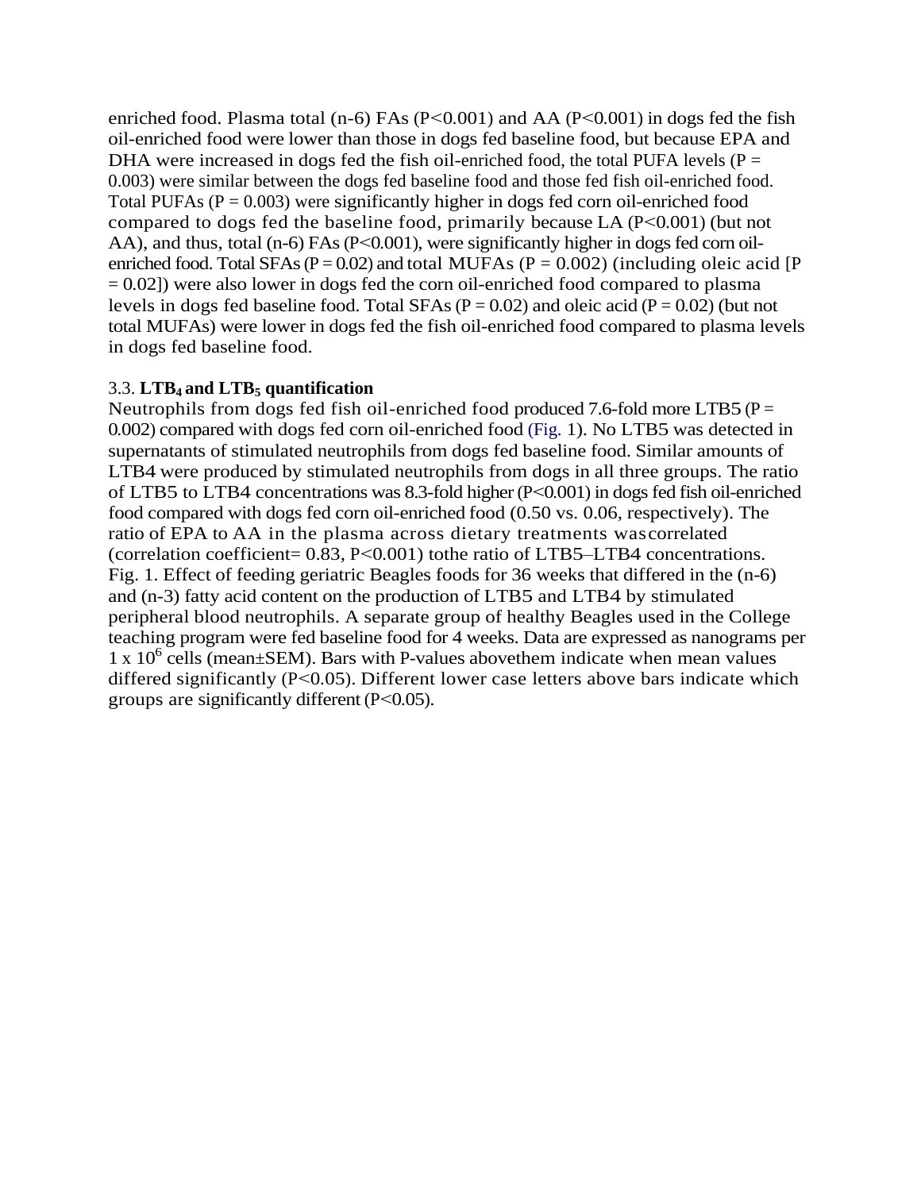enriched food. Plasma total (n-6) FAs (P<0.001) and AA (P<0.001) in dogs fed the fish oil-enriched food were lower than those in dogs fed baseline food, but because EPA and DHA were increased in dogs fed the fish oil-enriched food, the total PUFA levels (P = 0.003) were similar between the dogs fed baseline food and those fed fish oil-enriched food. Total PUFAs (P = 0.003) were significantly higher in dogs fed corn oil-enriched food compared to dogs fed the baseline food, primarily because LA (P<0.001) (but not AA), and thus, total (n-6) FAs (P<0.001), were significantly higher in dogs fed corn oil-enriched food. Total SFAs (P = 0.02) and total MUFAs (P = 0.002) (including oleic acid [P = 0.02]) were also lower in dogs fed the corn oil-enriched food compared to plasma levels in dogs fed baseline food. Total SFAs (P = 0.02) and oleic acid (P = 0.02) (but not total MUFAs) were lower in dogs fed the fish oil-enriched food compared to plasma levels in dogs fed baseline food.

### 3.3. $LTB_4$ and $LTB_5$ quantification

Neutrophils from dogs fed fish oil-enriched food produced 7.6-fold more LTB5 (P = 0.002) compared with dogs fed corn oil-enriched food (Fig. 1). No LTB5 was detected in supernatants of stimulated neutrophils from dogs fed baseline food. Similar amounts of LTB4 were produced by stimulated neutrophils from dogs in all three groups. The ratio of LTB5 to LTB4 concentrations was 8.3-fold higher (P<0.001) in dogs fed fish oil-enriched food compared with dogs fed corn oil-enriched food (0.50 vs. 0.06, respectively). The ratio of EPA to AA in the plasma across dietary treatments was correlated (correlation coefficient= 0.83, P<0.001) tothe ratio of LTB5–LTB4 concentrations.

Fig. 1. Effect of feeding geriatric Beagles foods for 36 weeks that differed in the (n-6) and (n-3) fatty acid content on the production of LTB5 and LTB4 by stimulated peripheral blood neutrophils. A separate group of healthy Beagles used in the College teaching program were fed baseline food for 4 weeks. Data are expressed as nanograms per $1 \times 10^6$ cells (mean±SEM). Bars with P-values abovethem indicate when mean values differed significantly (P<0.05). Different lower case letters above bars indicate which groups are significantly different (P<0.05).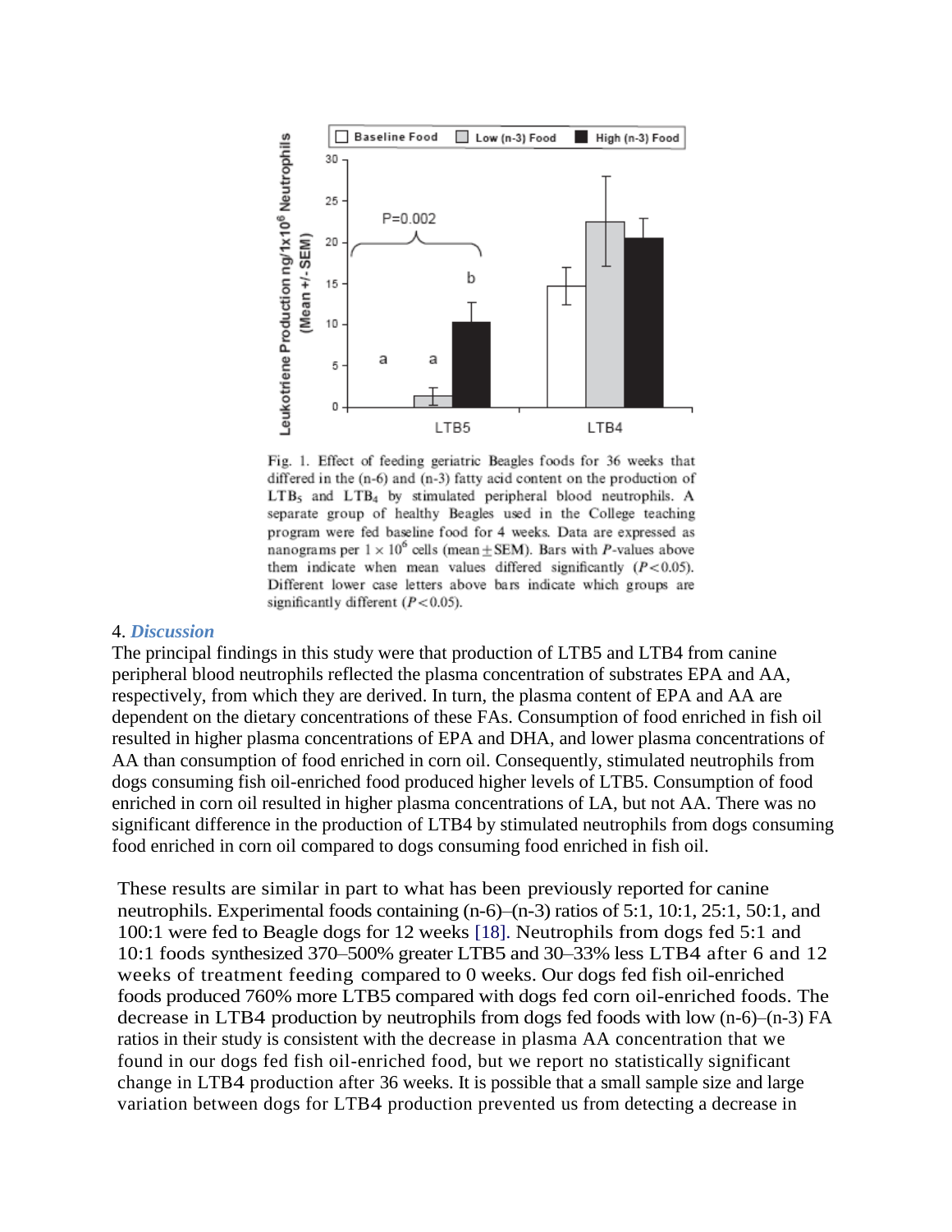Fig. 1. Effect of feeding geriatric Beagles foods for 36 weeks that differed in the (n-6) and (n-3) fatty acid content on the production of $LTB_5$ and $LTB_4$ by stimulated peripheral blood neutrophils. A separate group of healthy Beagles used in the College teaching program were fed baseline food for 4 weeks. Data are expressed as nanograms per $1 \times 10^6$ cells (mean ± SEM). Bars with *P*-values above them indicate when mean values differed significantly ($P<0.05$). Different lower case letters above bars indicate which groups are significantly different ($P<0.05$).

## 4. *Discussion*

The principal findings in this study were that production of LTB5 and LTB4 from canine peripheral blood neutrophils reflected the plasma concentration of substrates EPA and AA, respectively, from which they are derived. In turn, the plasma content of EPA and AA are dependent on the dietary concentrations of these FAs. Consumption of food enriched in fish oil resulted in higher plasma concentrations of EPA and DHA, and lower plasma concentrations of AA than consumption of food enriched in corn oil. Consequently, stimulated neutrophils from dogs consuming fish oil-enriched food produced higher levels of LTB5. Consumption of food enriched in corn oil resulted in higher plasma concentrations of LA, but not AA. There was no significant difference in the production of LTB4 by stimulated neutrophils from dogs consuming food enriched in corn oil compared to dogs consuming food enriched in fish oil.

These results are similar in part to what has been previously reported for canine neutrophils. Experimental foods containing (n-6)–(n-3) ratios of 5:1, 10:1, 25:1, 50:1, and 100:1 were fed to Beagle dogs for 12 weeks [18]. Neutrophils from dogs fed 5:1 and 10:1 foods synthesized 370–500% greater LTB5 and 30–33% less LTB4 after 6 and 12 weeks of treatment feeding compared to 0 weeks. Our dogs fed fish oil-enriched foods produced 760% more LTB5 compared with dogs fed corn oil-enriched foods. The decrease in LTB4 production by neutrophils from dogs fed foods with low (n-6)–(n-3) FA ratios in their study is consistent with the decrease in plasma AA concentration that we found in our dogs fed fish oil-enriched food, but we report no statistically significant change in LTB4 production after 36 weeks. It is possible that a small sample size and large variation between dogs for LTB4 production prevented us from detecting a decrease in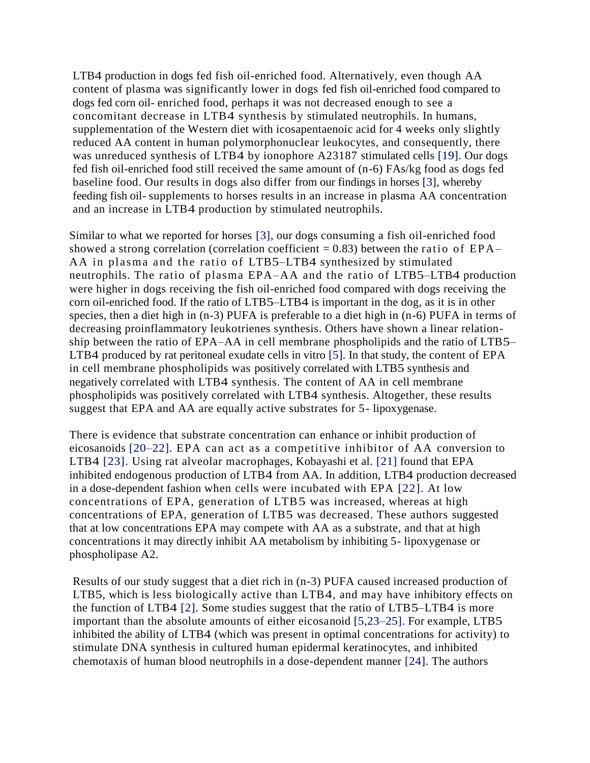LTB4 production in dogs fed fish oil-enriched food. Alternatively, even though AA content of plasma was significantly lower in dogs fed fish oil-enriched food compared to dogs fed corn oil- enriched food, perhaps it was not decreased enough to see a concomitant decrease in LTB4 synthesis by stimulated neutrophils. In humans, supplementation of the Western diet with icosapentaenoic acid for 4 weeks only slightly reduced AA content in human polymorphonuclear leukocytes, and consequently, there was unreduced synthesis of LTB4 by ionophore A23187 stimulated cells [19]. Our dogs fed fish oil-enriched food still received the same amount of (n-6) FAs/kg food as dogs fed baseline food. Our results in dogs also differ from our findings in horses [3], whereby feeding fish oil- supplements to horses results in an increase in plasma AA concentration and an increase in LTB4 production by stimulated neutrophils.

Similar to what we reported for horses [3], our dogs consuming a fish oil-enriched food showed a strong correlation (correlation coefficient = 0.83) between the ratio of EPA–AA in plasma and the ratio of LTB5–LTB4 synthesized by stimulated neutrophils. The ratio of plasma EPA–AA and the ratio of LTB5–LTB4 production were higher in dogs receiving the fish oil-enriched food compared with dogs receiving the corn oil-enriched food. If the ratio of LTB5–LTB4 is important in the dog, as it is in other species, then a diet high in (n-3) PUFA is preferable to a diet high in (n-6) PUFA in terms of decreasing proinflammatory leukotrienes synthesis. Others have shown a linear relation-ship between the ratio of EPA–AA in cell membrane phospholipids and the ratio of LTB5–LTB4 produced by rat peritoneal exudate cells in vitro [5]. In that study, the content of EPA in cell membrane phospholipids was positively correlated with LTB5 synthesis and negatively correlated with LTB4 synthesis. The content of AA in cell membrane phospholipids was positively correlated with LTB4 synthesis. Altogether, these results suggest that EPA and AA are equally active substrates for 5- lipoxygenase.

There is evidence that substrate concentration can enhance or inhibit production of eicosanoids [20–22]. EPA can act as a competitive inhibitor of AA conversion to LTB4 [23]. Using rat alveolar macrophages, Kobayashi et al. [21] found that EPA inhibited endogenous production of LTB4 from AA. In addition, LTB4 production decreased in a dose-dependent fashion when cells were incubated with EPA [22]. At low concentrations of EPA, generation of LTB5 was increased, whereas at high concentrations of EPA, generation of LTB5 was decreased. These authors suggested that at low concentrations EPA may compete with AA as a substrate, and that at high concentrations it may directly inhibit AA metabolism by inhibiting 5- lipoxygenase or phospholipase A2.

Results of our study suggest that a diet rich in (n-3) PUFA caused increased production of LTB5, which is less biologically active than LTB4, and may have inhibitory effects on the function of LTB4 [2]. Some studies suggest that the ratio of LTB5–LTB4 is more important than the absolute amounts of either eicosanoid [5,23–25]. For example, LTB5 inhibited the ability of LTB4 (which was present in optimal concentrations for activity) to stimulate DNA synthesis in cultured human epidermal keratinocytes, and inhibited chemotaxis of human blood neutrophils in a dose-dependent manner [24]. The authors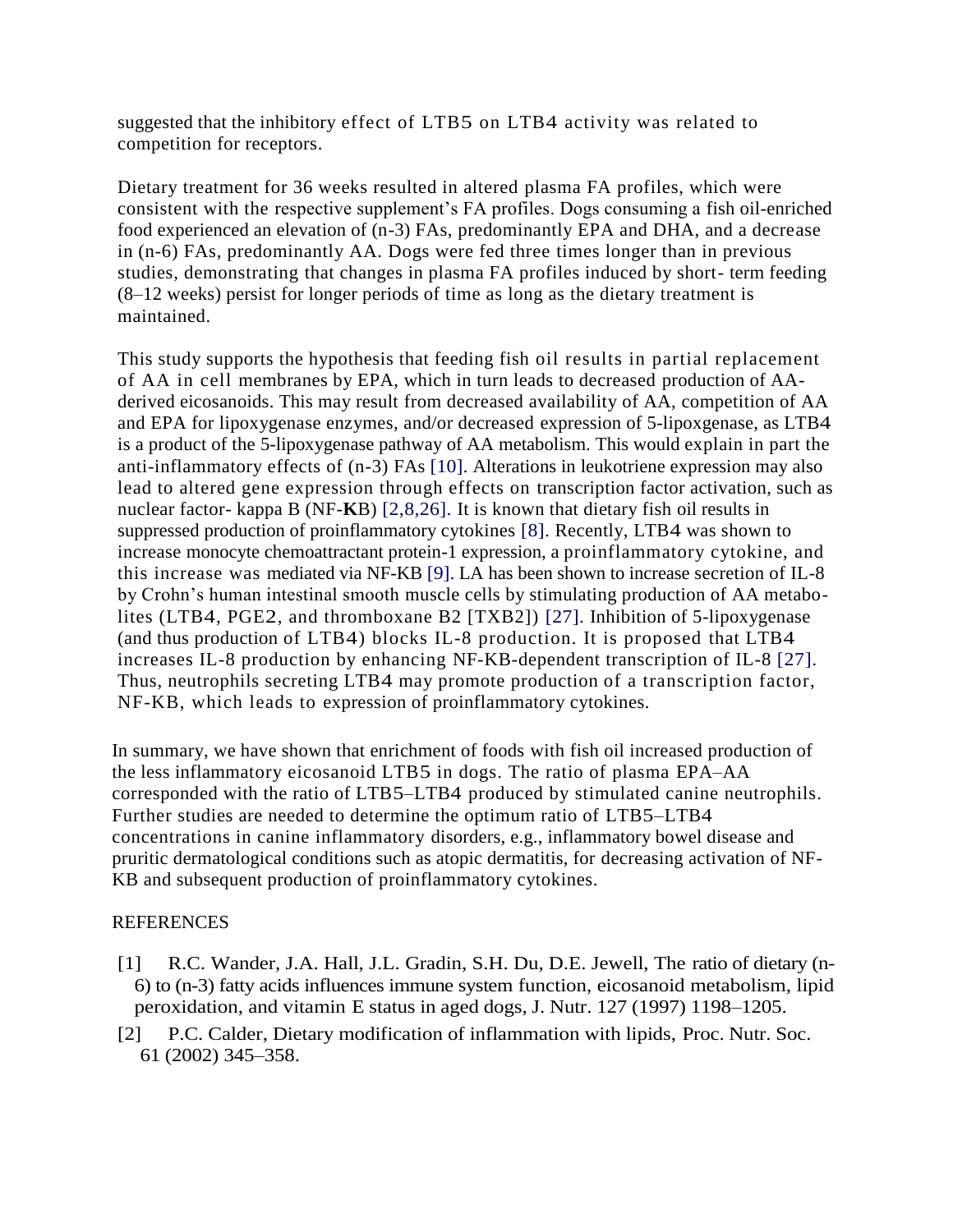suggested that the inhibitory effect of LTB5 on LTB4 activity was related to competition for receptors.

Dietary treatment for 36 weeks resulted in altered plasma FA profiles, which were consistent with the respective supplement's FA profiles. Dogs consuming a fish oil-enriched food experienced an elevation of (n-3) FAs, predominantly EPA and DHA, and a decrease in (n-6) FAs, predominantly AA. Dogs were fed three times longer than in previous studies, demonstrating that changes in plasma FA profiles induced by short- term feeding (8–12 weeks) persist for longer periods of time as long as the dietary treatment is maintained.

This study supports the hypothesis that feeding fish oil results in partial replacement of AA in cell membranes by EPA, which in turn leads to decreased production of AA-derived eicosanoids. This may result from decreased availability of AA, competition of AA and EPA for lipoxygenase enzymes, and/or decreased expression of 5-lipoxgenase, as LTB4 is a product of the 5-lipoxygenase pathway of AA metabolism. This would explain in part the anti-inflammatory effects of (n-3) FAs [10]. Alterations in leukotriene expression may also lead to altered gene expression through effects on transcription factor activation, such as nuclear factor- kappa B (NF-**K**B) [2,8,26]. It is known that dietary fish oil results in suppressed production of proinflammatory cytokines [8]. Recently, LTB4 was shown to increase monocyte chemoattractant protein-1 expression, a proinflammatory cytokine, and this increase was mediated via NF-KB [9]. LA has been shown to increase secretion of IL-8 by Crohn's human intestinal smooth muscle cells by stimulating production of AA metabolites (LTB4, PGE2, and thromboxane B2 [TXB2]) [27]. Inhibition of 5-lipoxygenase (and thus production of LTB4) blocks IL-8 production. It is proposed that LTB4 increases IL-8 production by enhancing NF-KB-dependent transcription of IL-8 [27]. Thus, neutrophils secreting LTB4 may promote production of a transcription factor, NF-KB, which leads to expression of proinflammatory cytokines.

In summary, we have shown that enrichment of foods with fish oil increased production of the less inflammatory eicosanoid LTB5 in dogs. The ratio of plasma EPA–AA corresponded with the ratio of LTB5–LTB4 produced by stimulated canine neutrophils. Further studies are needed to determine the optimum ratio of LTB5–LTB4 concentrations in canine inflammatory disorders, e.g., inflammatory bowel disease and pruritic dermatological conditions such as atopic dermatitis, for decreasing activation of NF-KB and subsequent production of proinflammatory cytokines.

REFERENCES

[1] R.C. Wander, J.A. Hall, J.L. Gradin, S.H. Du, D.E. Jewell, The ratio of dietary (n-6) to (n-3) fatty acids influences immune system function, eicosanoid metabolism, lipid peroxidation, and vitamin E status in aged dogs, J. Nutr. 127 (1997) 1198–1205.

[2] P.C. Calder, Dietary modification of inflammation with lipids, Proc. Nutr. Soc. 61 (2002) 345–358.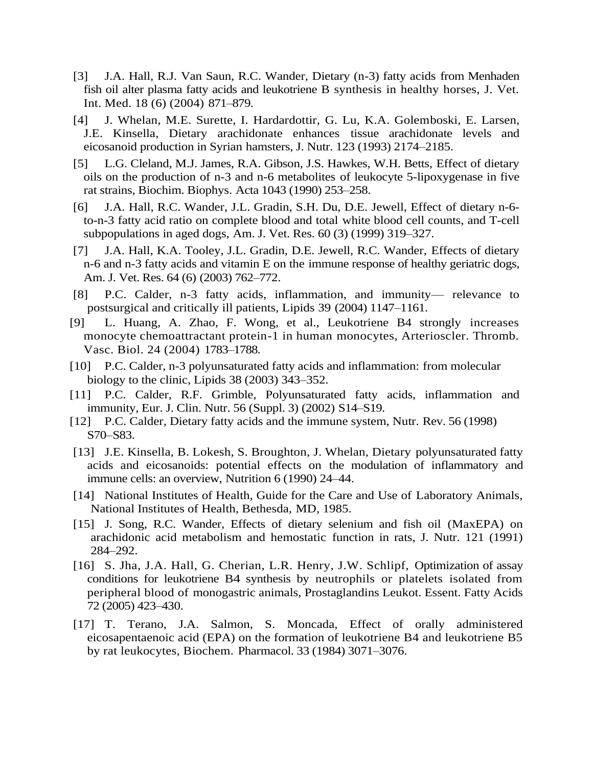[3] J.A. Hall, R.J. Van Saun, R.C. Wander, Dietary (n-3) fatty acids from Menhaden fish oil alter plasma fatty acids and leukotriene B synthesis in healthy horses, J. Vet. Int. Med. 18 (6) (2004) 871–879.

[4] J. Whelan, M.E. Surette, I. Hardardottir, G. Lu, K.A. Golemboski, E. Larsen, J.E. Kinsella, Dietary arachidonate enhances tissue arachidonate levels and eicosanoid production in Syrian hamsters, J. Nutr. 123 (1993) 2174–2185.

[5] L.G. Cleland, M.J. James, R.A. Gibson, J.S. Hawkes, W.H. Betts, Effect of dietary oils on the production of n-3 and n-6 metabolites of leukocyte 5-lipoxygenase in five rat strains, Biochim. Biophys. Acta 1043 (1990) 253–258.

[6] J.A. Hall, R.C. Wander, J.L. Gradin, S.H. Du, D.E. Jewell, Effect of dietary n-6-to-n-3 fatty acid ratio on complete blood and total white blood cell counts, and T-cell subpopulations in aged dogs, Am. J. Vet. Res. 60 (3) (1999) 319–327.

[7] J.A. Hall, K.A. Tooley, J.L. Gradin, D.E. Jewell, R.C. Wander, Effects of dietary n-6 and n-3 fatty acids and vitamin E on the immune response of healthy geriatric dogs, Am. J. Vet. Res. 64 (6) (2003) 762–772.

[8] P.C. Calder, n-3 fatty acids, inflammation, and immunity— relevance to postsurgical and critically ill patients, Lipids 39 (2004) 1147–1161.

[9] L. Huang, A. Zhao, F. Wong, et al., Leukotriene B4 strongly increases monocyte chemoattractant protein-1 in human monocytes, Arterioscler. Thromb. Vasc. Biol. 24 (2004) 1783–1788.

[10] P.C. Calder, n-3 polyunsaturated fatty acids and inflammation: from molecular biology to the clinic, Lipids 38 (2003) 343–352.

[11] P.C. Calder, R.F. Grimble, Polyunsaturated fatty acids, inflammation and immunity, Eur. J. Clin. Nutr. 56 (Suppl. 3) (2002) S14–S19.

[12] P.C. Calder, Dietary fatty acids and the immune system, Nutr. Rev. 56 (1998) S70–S83.

[13] J.E. Kinsella, B. Lokesh, S. Broughton, J. Whelan, Dietary polyunsaturated fatty acids and eicosanoids: potential effects on the modulation of inflammatory and immune cells: an overview, Nutrition 6 (1990) 24–44.

[14] National Institutes of Health, Guide for the Care and Use of Laboratory Animals, National Institutes of Health, Bethesda, MD, 1985.

[15] J. Song, R.C. Wander, Effects of dietary selenium and fish oil (MaxEPA) on arachidonic acid metabolism and hemostatic function in rats, J. Nutr. 121 (1991) 284–292.

[16] S. Jha, J.A. Hall, G. Cherian, L.R. Henry, J.W. Schlipf, Optimization of assay conditions for leukotriene B4 synthesis by neutrophils or platelets isolated from peripheral blood of monogastric animals, Prostaglandins Leukot. Essent. Fatty Acids 72 (2005) 423–430.

[17] T. Terano, J.A. Salmon, S. Moncada, Effect of orally administered eicosapentaenoic acid (EPA) on the formation of leukotriene B4 and leukotriene B5 by rat leukocytes, Biochem. Pharmacol. 33 (1984) 3071–3076.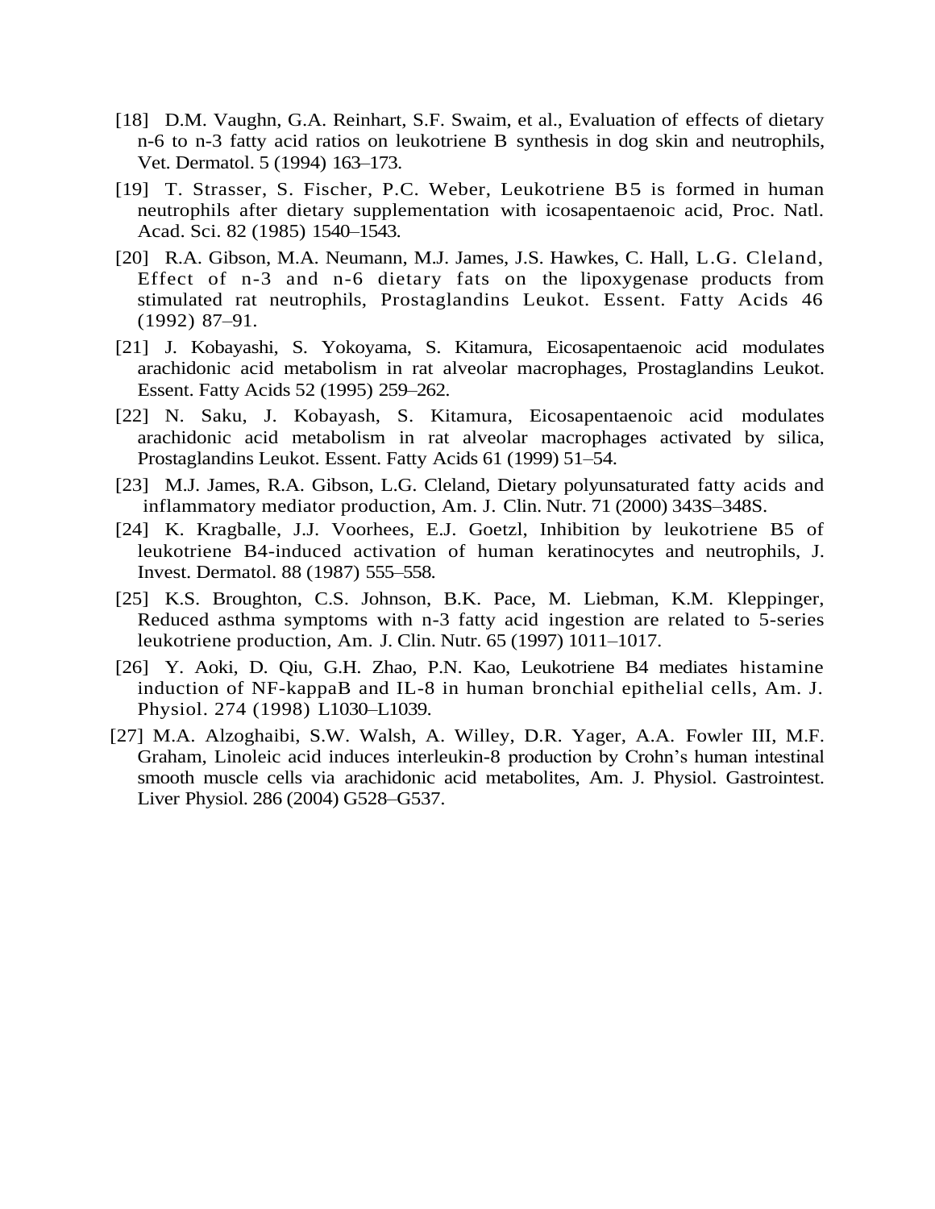[18] D.M. Vaughn, G.A. Reinhart, S.F. Swaim, et al., Evaluation of effects of dietary n-6 to n-3 fatty acid ratios on leukotriene B synthesis in dog skin and neutrophils, Vet. Dermatol. 5 (1994) 163–173.

[19] T. Strasser, S. Fischer, P.C. Weber, Leukotriene B5 is formed in human neutrophils after dietary supplementation with icosapentaenoic acid, Proc. Natl. Acad. Sci. 82 (1985) 1540–1543.

[20] R.A. Gibson, M.A. Neumann, M.J. James, J.S. Hawkes, C. Hall, L.G. Cleland, Effect of n-3 and n-6 dietary fats on the lipoxygenase products from stimulated rat neutrophils, Prostaglandins Leukot. Essent. Fatty Acids 46 (1992) 87–91.

[21] J. Kobayashi, S. Yokoyama, S. Kitamura, Eicosapentaenoic acid modulates arachidonic acid metabolism in rat alveolar macrophages, Prostaglandins Leukot. Essent. Fatty Acids 52 (1995) 259–262.

[22] N. Saku, J. Kobayash, S. Kitamura, Eicosapentaenoic acid modulates arachidonic acid metabolism in rat alveolar macrophages activated by silica, Prostaglandins Leukot. Essent. Fatty Acids 61 (1999) 51–54.

[23] M.J. James, R.A. Gibson, L.G. Cleland, Dietary polyunsaturated fatty acids and inflammatory mediator production, Am. J. Clin. Nutr. 71 (2000) 343S–348S.

[24] K. Kragballe, J.J. Voorhees, E.J. Goetzl, Inhibition by leukotriene B5 of leukotriene B4-induced activation of human keratinocytes and neutrophils, J. Invest. Dermatol. 88 (1987) 555–558.

[25] K.S. Broughton, C.S. Johnson, B.K. Pace, M. Liebman, K.M. Kleppinger, Reduced asthma symptoms with n-3 fatty acid ingestion are related to 5-series leukotriene production, Am. J. Clin. Nutr. 65 (1997) 1011–1017.

[26] Y. Aoki, D. Qiu, G.H. Zhao, P.N. Kao, Leukotriene B4 mediates histamine induction of NF-kappaB and IL-8 in human bronchial epithelial cells, Am. J. Physiol. 274 (1998) L1030–L1039.

[27] M.A. Alzoghaibi, S.W. Walsh, A. Willey, D.R. Yager, A.A. Fowler III, M.F. Graham, Linoleic acid induces interleukin-8 production by Crohn's human intestinal smooth muscle cells via arachidonic acid metabolites, Am. J. Physiol. Gastrointest. Liver Physiol. 286 (2004) G528–G537.